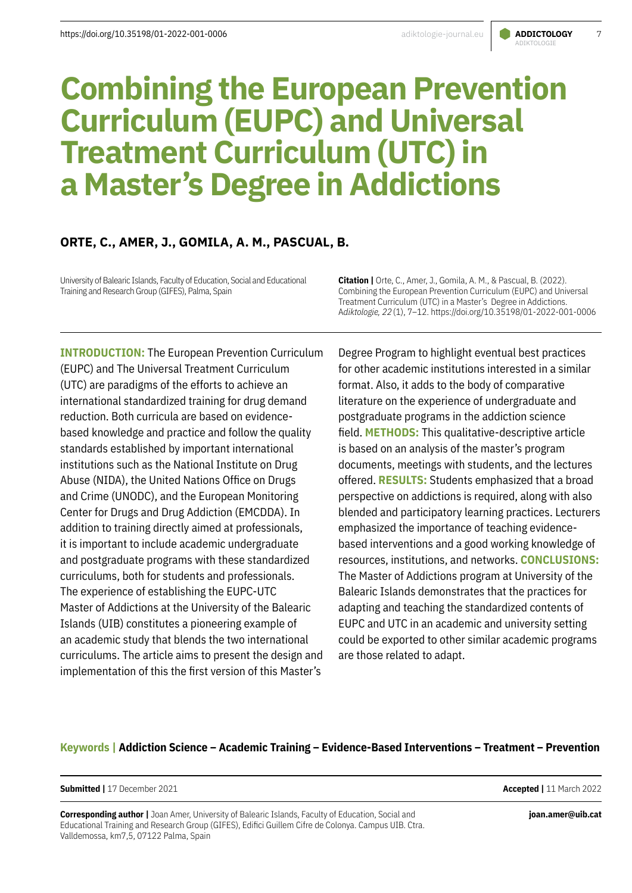# Combining the European Prevention Curriculum (EUPC) and Universal Treatment Curriculum (UTC) in a Master's Degree in Addictions

**ORTE, C., AMER, J., GOMILA, A. M., PASCUAL, B.**

University of Balearic Islands, Faculty of Education, Social and Educational Training and Research Group (GIFES), Palma, Spain

**Citation |** Orte, C., Amer, J., Gomila, A. M., & Pascual, B. (2022). Combining the European Prevention Curriculum (EUPC) and Universal Treatment Curriculum (UTC) in a Master's Degree in Addictions. *Adiktologie, 22* (1), 7–12. https://doi.org/10.35198/01-2022-001-0006

**INTRODUCTION:** The European Prevention Curriculum (EUPC) and The Universal Treatment Curriculum (UTC) are paradigms of the efforts to achieve an international standardized training for drug demand reduction. Both curricula are based on evidence-based knowledge and practice and follow the quality standards established by important international institutions such as the National Institute on Drug Abuse (NIDA), the United Nations Office on Drugs and Crime (UNODC), and the European Monitoring Center for Drugs and Drug Addiction (EMCDDA). In addition to training directly aimed at professionals, it is important to include academic undergraduate and postgraduate programs with these standardized curriculums, both for students and professionals. The experience of establishing the EUPC-UTC Master of Addictions at the University of the Balearic Islands (UIB) constitutes a pioneering example of an academic study that blends the two international curriculums. The article aims to present the design and implementation of this the first version of this Master's Degree Program to highlight eventual best practices for other academic institutions interested in a similar format. Also, it adds to the body of comparative literature on the experience of undergraduate and postgraduate programs in the addiction science field. **METHODS:** This qualitative-descriptive article is based on an analysis of the master's program documents, meetings with students, and the lectures offered. **RESULTS:** Students emphasized that a broad perspective on addictions is required, along with also blended and participatory learning practices. Lecturers emphasized the importance of teaching evidence-based interventions and a good working knowledge of resources, institutions, and networks. **CONCLUSIONS:** The Master of Addictions program at University of the Balearic Islands demonstrates that the practices for adapting and teaching the standardized contents of EUPC and UTC in an academic and university setting could be exported to other similar academic programs are those related to adapt.

**Keywords | Addiction Science – Academic Training – Evidence-Based Interventions – Treatment – Prevention**

**Submitted |** 17 December 2021

**Accepted |** 11 March 2022

**Corresponding author |** Joan Amer, University of Balearic Islands, Faculty of Education, Social and Educational Training and Research Group (GIFES), Edifici Guillem Cifre de Colonya. Campus UIB. Ctra. Valldemossa, km7,5, 07122 Palma, Spain

**joan.amer@uib.cat**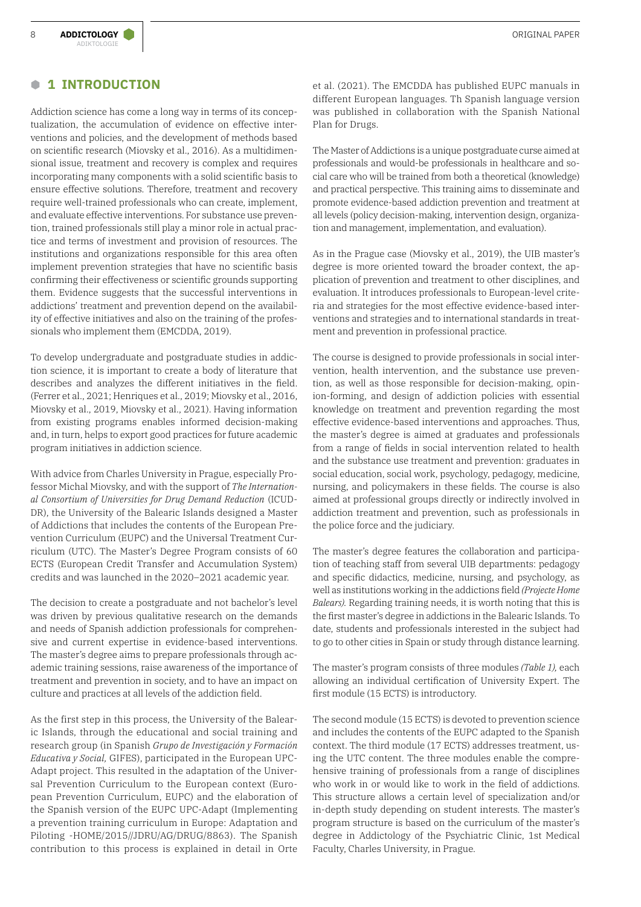## 1 INTRODUCTION

Addiction science has come a long way in terms of its conceptualization, the accumulation of evidence on effective interventions and policies, and the development of methods based on scientific research (Miovsky et al., 2016). As a multidimensional issue, treatment and recovery is complex and requires incorporating many components with a solid scientific basis to ensure effective solutions. Therefore, treatment and recovery require well-trained professionals who can create, implement, and evaluate effective interventions. For substance use prevention, trained professionals still play a minor role in actual practice and terms of investment and provision of resources. The institutions and organizations responsible for this area often implement prevention strategies that have no scientific basis confirming their effectiveness or scientific grounds supporting them. Evidence suggests that the successful interventions in addictions' treatment and prevention depend on the availability of effective initiatives and also on the training of the professionals who implement them (EMCDDA, 2019).

To develop undergraduate and postgraduate studies in addiction science, it is important to create a body of literature that describes and analyzes the different initiatives in the field. (Ferrer et al., 2021; Henriques et al., 2019; Miovsky et al., 2016, Miovsky et al., 2019, Miovsky et al., 2021). Having information from existing programs enables informed decision-making and, in turn, helps to export good practices for future academic program initiatives in addiction science.

With advice from Charles University in Prague, especially Professor Michal Miovsky, and with the support of *The International Consortium of Universities for Drug Demand Reduction* (ICUDDR), the University of the Balearic Islands designed a Master of Addictions that includes the contents of the European Prevention Curriculum (EUPC) and the Universal Treatment Curriculum (UTC). The Master's Degree Program consists of 60 ECTS (European Credit Transfer and Accumulation System) credits and was launched in the 2020–2021 academic year.

The decision to create a postgraduate and not bachelor's level was driven by previous qualitative research on the demands and needs of Spanish addiction professionals for comprehensive and current expertise in evidence-based interventions. The master's degree aims to prepare professionals through academic training sessions, raise awareness of the importance of treatment and prevention in society, and to have an impact on culture and practices at all levels of the addiction field.

As the first step in this process, the University of the Balearic Islands, through the educational and social training and research group (in Spanish *Grupo de Investigación y Formación Educativa y Social*, GIFES), participated in the European UPC-Adapt project. This resulted in the adaptation of the Universal Prevention Curriculum to the European context (European Prevention Curriculum, EUPC) and the elaboration of the Spanish version of the EUPC UPC-Adapt (Implementing a prevention training curriculum in Europe: Adaptation and Piloting -HOME/2015//JDRU/AG/DRUG/8863). The Spanish contribution to this process is explained in detail in Orte et al. (2021). The EMCDDA has published EUPC manuals in different European languages. Th Spanish language version was published in collaboration with the Spanish National Plan for Drugs.

The Master of Addictions is a unique postgraduate curse aimed at professionals and would-be professionals in healthcare and social care who will be trained from both a theoretical (knowledge) and practical perspective. This training aims to disseminate and promote evidence-based addiction prevention and treatment at all levels (policy decision-making, intervention design, organization and management, implementation, and evaluation).

As in the Prague case (Miovsky et al., 2019), the UIB master's degree is more oriented toward the broader context, the application of prevention and treatment to other disciplines, and evaluation. It introduces professionals to European-level criteria and strategies for the most effective evidence-based interventions and strategies and to international standards in treatment and prevention in professional practice.

The course is designed to provide professionals in social intervention, health intervention, and the substance use prevention, as well as those responsible for decision-making, opinion-forming, and design of addiction policies with essential knowledge on treatment and prevention regarding the most effective evidence-based interventions and approaches. Thus, the master's degree is aimed at graduates and professionals from a range of fields in social intervention related to health and the substance use treatment and prevention: graduates in social education, social work, psychology, pedagogy, medicine, nursing, and policymakers in these fields. The course is also aimed at professional groups directly or indirectly involved in addiction treatment and prevention, such as professionals in the police force and the judiciary.

The master's degree features the collaboration and participation of teaching staff from several UIB departments: pedagogy and specific didactics, medicine, nursing, and psychology, as well as institutions working in the addictions field *(Projecte Home Balears)*. Regarding training needs, it is worth noting that this is the first master's degree in addictions in the Balearic Islands. To date, students and professionals interested in the subject had to go to other cities in Spain or study through distance learning.

The master's program consists of three modules *(Table 1)*, each allowing an individual certification of University Expert. The first module (15 ECTS) is introductory.

The second module (15 ECTS) is devoted to prevention science and includes the contents of the EUPC adapted to the Spanish context. The third module (17 ECTS) addresses treatment, using the UTC content. The three modules enable the comprehensive training of professionals from a range of disciplines who work in or would like to work in the field of addictions. This structure allows a certain level of specialization and/or in-depth study depending on student interests. The master's program structure is based on the curriculum of the master's degree in Addictology of the Psychiatric Clinic, 1st Medical Faculty, Charles University, in Prague.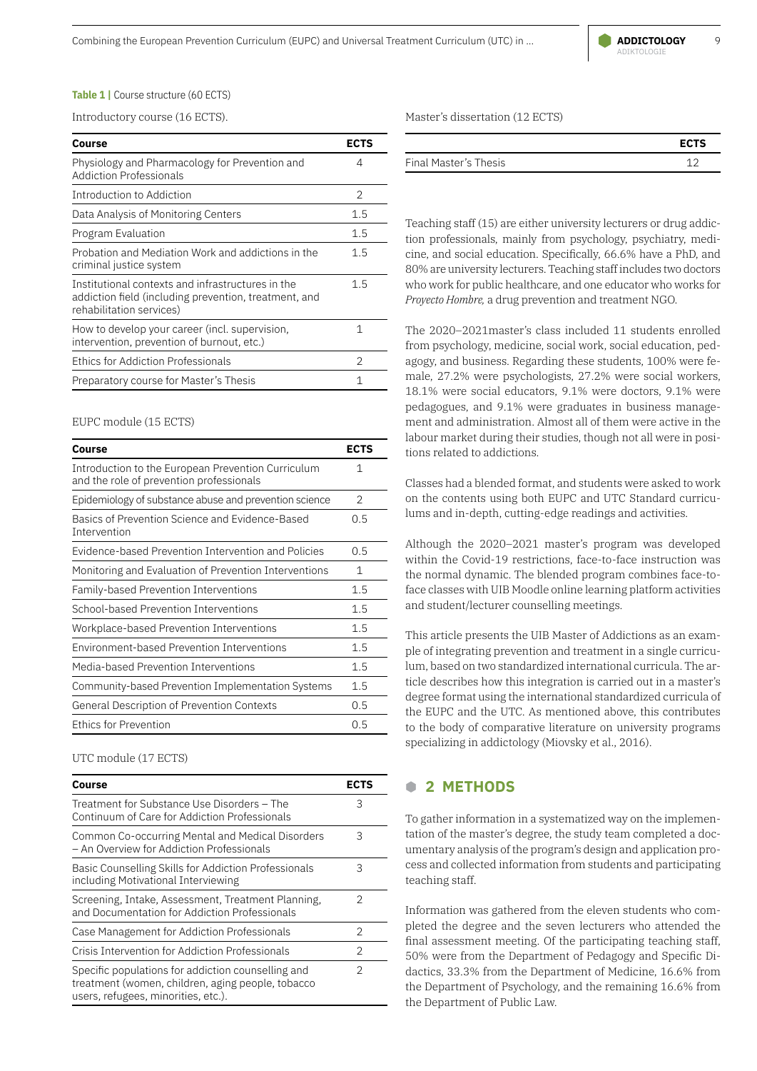**Table 1 |** Course structure (60 ECTS)

Introductory course (16 ECTS).

| Course | ECTS |
|---|---|
| Physiology and Pharmacology for Prevention and Addiction Professionals | 4 |
| Introduction to Addiction | 2 |
| Data Analysis of Monitoring Centers | 1.5 |
| Program Evaluation | 1.5 |
| Probation and Mediation Work and addictions in the criminal justice system | 1.5 |
| Institutional contexts and infrastructures in the addiction field (including prevention, treatment, and rehabilitation services) | 1.5 |
| How to develop your career (incl. supervision, intervention, prevention of burnout, etc.) | 1 |
| Ethics for Addiction Professionals | 2 |
| Preparatory course for Master's Thesis | 1 |

EUPC module (15 ECTS)

| Course | ECTS |
|---|---|
| Introduction to the European Prevention Curriculum and the role of prevention professionals | 1 |
| Epidemiology of substance abuse and prevention science | 2 |
| Basics of Prevention Science and Evidence-Based Intervention | 0.5 |
| Evidence-based Prevention Intervention and Policies | 0.5 |
| Monitoring and Evaluation of Prevention Interventions | 1 |
| Family-based Prevention Interventions | 1.5 |
| School-based Prevention Interventions | 1.5 |
| Workplace-based Prevention Interventions | 1.5 |
| Environment-based Prevention Interventions | 1.5 |
| Media-based Prevention Interventions | 1.5 |
| Community-based Prevention Implementation Systems | 1.5 |
| General Description of Prevention Contexts | 0.5 |
| Ethics for Prevention | 0.5 |

UTC module (17 ECTS)

| Course | ECTS |
|---|---|
| Treatment for Substance Use Disorders – The Continuum of Care for Addiction Professionals | 3 |
| Common Co-occurring Mental and Medical Disorders – An Overview for Addiction Professionals | 3 |
| Basic Counselling Skills for Addiction Professionals including Motivational Interviewing | 3 |
| Screening, Intake, Assessment, Treatment Planning, and Documentation for Addiction Professionals | 2 |
| Case Management for Addiction Professionals | 2 |
| Crisis Intervention for Addiction Professionals | 2 |
| Specific populations for addiction counselling and treatment (women, children, aging people, tobacco users, refugees, minorities, etc.). | 2 |

Master's dissertation (12 ECTS)

| | ECTS |
|---|---|
| Final Master's Thesis | 12 |

Teaching staff (15) are either university lecturers or drug addiction professionals, mainly from psychology, psychiatry, medicine, and social education. Specifically, 66.6% have a PhD, and 80% are university lecturers. Teaching staff includes two doctors who work for public healthcare, and one educator who works for *Proyecto Hombre,* a drug prevention and treatment NGO.

The 2020–2021master's class included 11 students enrolled from psychology, medicine, social work, social education, pedagogy, and business. Regarding these students, 100% were female, 27.2% were psychologists, 27.2% were social workers, 18.1% were social educators, 9.1% were doctors, 9.1% were pedagogues, and 9.1% were graduates in business management and administration. Almost all of them were active in the labour market during their studies, though not all were in positions related to addictions.

Classes had a blended format, and students were asked to work on the contents using both EUPC and UTC Standard curriculums and in-depth, cutting-edge readings and activities.

Although the 2020–2021 master's program was developed within the Covid-19 restrictions, face-to-face instruction was the normal dynamic. The blended program combines face-to-face classes with UIB Moodle online learning platform activities and student/lecturer counselling meetings.

This article presents the UIB Master of Addictions as an example of integrating prevention and treatment in a single curriculum, based on two standardized international curricula. The article describes how this integration is carried out in a master's degree format using the international standardized curricula of the EUPC and the UTC. As mentioned above, this contributes to the body of comparative literature on university programs specializing in addictology (Miovsky et al., 2016).

## 2 METHODS

To gather information in a systematized way on the implementation of the master's degree, the study team completed a documentary analysis of the program's design and application process and collected information from students and participating teaching staff.

Information was gathered from the eleven students who completed the degree and the seven lecturers who attended the final assessment meeting. Of the participating teaching staff, 50% were from the Department of Pedagogy and Specific Didactics, 33.3% from the Department of Medicine, 16.6% from the Department of Psychology, and the remaining 16.6% from the Department of Public Law.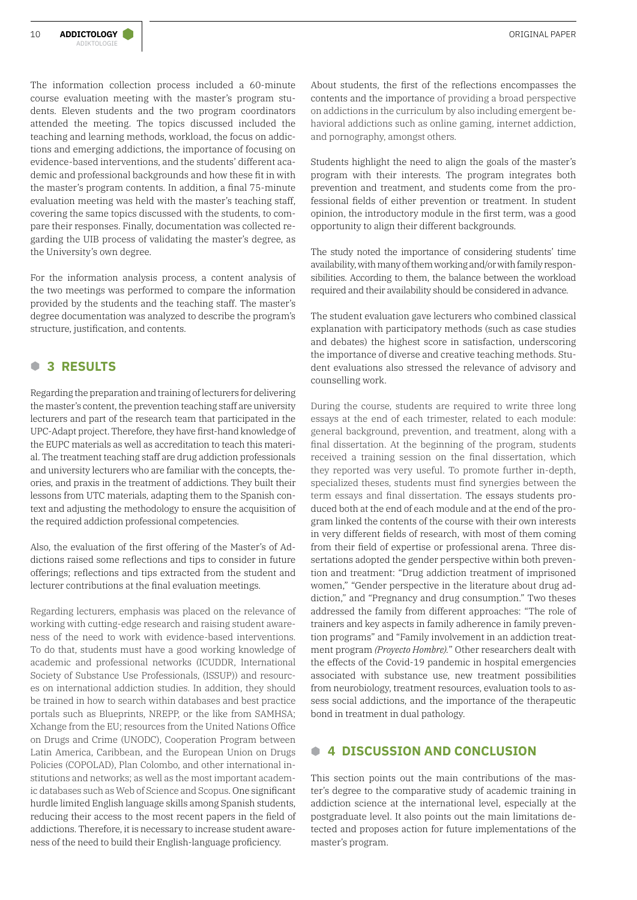The information collection process included a 60-minute course evaluation meeting with the master's program students. Eleven students and the two program coordinators attended the meeting. The topics discussed included the teaching and learning methods, workload, the focus on addictions and emerging addictions, the importance of focusing on evidence-based interventions, and the students' different academic and professional backgrounds and how these fit in with the master's program contents. In addition, a final 75-minute evaluation meeting was held with the master's teaching staff, covering the same topics discussed with the students, to compare their responses. Finally, documentation was collected regarding the UIB process of validating the master's degree, as the University's own degree.

For the information analysis process, a content analysis of the two meetings was performed to compare the information provided by the students and the teaching staff. The master's degree documentation was analyzed to describe the program's structure, justification, and contents.

## 3 RESULTS

Regarding the preparation and training of lecturers for delivering the master's content, the prevention teaching staff are university lecturers and part of the research team that participated in the UPC-Adapt project. Therefore, they have first-hand knowledge of the EUPC materials as well as accreditation to teach this material. The treatment teaching staff are drug addiction professionals and university lecturers who are familiar with the concepts, theories, and praxis in the treatment of addictions. They built their lessons from UTC materials, adapting them to the Spanish context and adjusting the methodology to ensure the acquisition of the required addiction professional competencies.

Also, the evaluation of the first offering of the Master's of Addictions raised some reflections and tips to consider in future offerings; reflections and tips extracted from the student and lecturer contributions at the final evaluation meetings.

Regarding lecturers, emphasis was placed on the relevance of working with cutting-edge research and raising student awareness of the need to work with evidence-based interventions. To do that, students must have a good working knowledge of academic and professional networks (ICUDDR, International Society of Substance Use Professionals, (ISSUP)) and resources on international addiction studies. In addition, they should be trained in how to search within databases and best practice portals such as Blueprints, NREPP, or the like from SAMHSA; Xchange from the EU; resources from the United Nations Office on Drugs and Crime (UNODC), Cooperation Program between Latin America, Caribbean, and the European Union on Drugs Policies (COPOLAD), Plan Colombo, and other international institutions and networks; as well as the most important academic databases such as Web of Science and Scopus. One significant hurdle limited English language skills among Spanish students, reducing their access to the most recent papers in the field of addictions. Therefore, it is necessary to increase student awareness of the need to build their English-language proficiency.

About students, the first of the reflections encompasses the contents and the importance of providing a broad perspective on addictions in the curriculum by also including emergent behavioral addictions such as online gaming, internet addiction, and pornography, amongst others.

Students highlight the need to align the goals of the master's program with their interests. The program integrates both prevention and treatment, and students come from the professional fields of either prevention or treatment. In student opinion, the introductory module in the first term, was a good opportunity to align their different backgrounds.

The study noted the importance of considering students' time availability, with many of them working and/or with family responsibilities. According to them, the balance between the workload required and their availability should be considered in advance.

The student evaluation gave lecturers who combined classical explanation with participatory methods (such as case studies and debates) the highest score in satisfaction, underscoring the importance of diverse and creative teaching methods. Student evaluations also stressed the relevance of advisory and counselling work.

During the course, students are required to write three long essays at the end of each trimester, related to each module: general background, prevention, and treatment, along with a final dissertation. At the beginning of the program, students received a training session on the final dissertation, which they reported was very useful. To promote further in-depth, specialized theses, students must find synergies between the term essays and final dissertation. The essays students produced both at the end of each module and at the end of the program linked the contents of the course with their own interests in very different fields of research, with most of them coming from their field of expertise or professional arena. Three dissertations adopted the gender perspective within both prevention and treatment: "Drug addiction treatment of imprisoned women," "Gender perspective in the literature about drug addiction," and "Pregnancy and drug consumption." Two theses addressed the family from different approaches: "The role of trainers and key aspects in family adherence in family prevention programs" and "Family involvement in an addiction treatment program *(Proyecto Hombre)*." Other researchers dealt with the effects of the Covid-19 pandemic in hospital emergencies associated with substance use, new treatment possibilities from neurobiology, treatment resources, evaluation tools to assess social addictions, and the importance of the therapeutic bond in treatment in dual pathology.

## 4 DISCUSSION AND CONCLUSION

This section points out the main contributions of the master's degree to the comparative study of academic training in addiction science at the international level, especially at the postgraduate level. It also points out the main limitations detected and proposes action for future implementations of the master's program.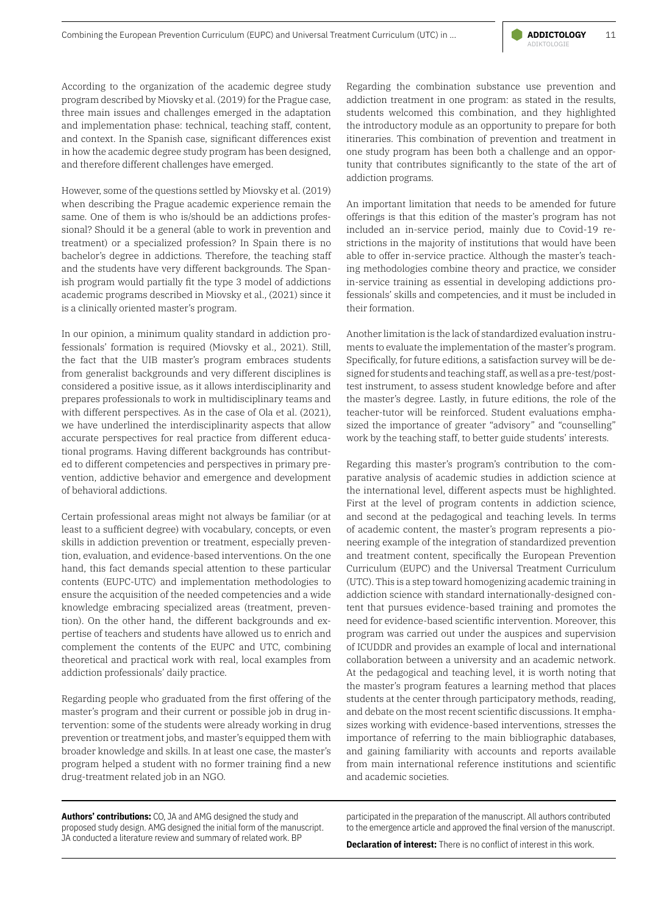According to the organization of the academic degree study program described by Miovsky et al. (2019) for the Prague case, three main issues and challenges emerged in the adaptation and implementation phase: technical, teaching staff, content, and context. In the Spanish case, significant differences exist in how the academic degree study program has been designed, and therefore different challenges have emerged.

However, some of the questions settled by Miovsky et al. (2019) when describing the Prague academic experience remain the same. One of them is who is/should be an addictions professional? Should it be a general (able to work in prevention and treatment) or a specialized profession? In Spain there is no bachelor's degree in addictions. Therefore, the teaching staff and the students have very different backgrounds. The Spanish program would partially fit the type 3 model of addictions academic programs described in Miovsky et al., (2021) since it is a clinically oriented master's program.

In our opinion, a minimum quality standard in addiction professionals' formation is required (Miovsky et al., 2021). Still, the fact that the UIB master's program embraces students from generalist backgrounds and very different disciplines is considered a positive issue, as it allows interdisciplinarity and prepares professionals to work in multidisciplinary teams and with different perspectives. As in the case of Ola et al. (2021), we have underlined the interdisciplinarity aspects that allow accurate perspectives for real practice from different educational programs. Having different backgrounds has contributed to different competencies and perspectives in primary prevention, addictive behavior and emergence and development of behavioral addictions.

Certain professional areas might not always be familiar (or at least to a sufficient degree) with vocabulary, concepts, or even skills in addiction prevention or treatment, especially prevention, evaluation, and evidence-based interventions. On the one hand, this fact demands special attention to these particular contents (EUPC-UTC) and implementation methodologies to ensure the acquisition of the needed competencies and a wide knowledge embracing specialized areas (treatment, prevention). On the other hand, the different backgrounds and expertise of teachers and students have allowed us to enrich and complement the contents of the EUPC and UTC, combining theoretical and practical work with real, local examples from addiction professionals' daily practice.

Regarding people who graduated from the first offering of the master's program and their current or possible job in drug intervention: some of the students were already working in drug prevention or treatment jobs, and master's equipped them with broader knowledge and skills. In at least one case, the master's program helped a student with no former training find a new drug-treatment related job in an NGO.

Regarding the combination substance use prevention and addiction treatment in one program: as stated in the results, students welcomed this combination, and they highlighted the introductory module as an opportunity to prepare for both itineraries. This combination of prevention and treatment in one study program has been both a challenge and an opportunity that contributes significantly to the state of the art of addiction programs.

An important limitation that needs to be amended for future offerings is that this edition of the master's program has not included an in-service period, mainly due to Covid-19 restrictions in the majority of institutions that would have been able to offer in-service practice. Although the master's teaching methodologies combine theory and practice, we consider in-service training as essential in developing addictions professionals' skills and competencies, and it must be included in their formation.

Another limitation is the lack of standardized evaluation instruments to evaluate the implementation of the master's program. Specifically, for future editions, a satisfaction survey will be designed for students and teaching staff, as well as a pre-test/post-test instrument, to assess student knowledge before and after the master's degree. Lastly, in future editions, the role of the teacher-tutor will be reinforced. Student evaluations emphasized the importance of greater "advisory" and "counselling" work by the teaching staff, to better guide students' interests.

Regarding this master's program's contribution to the comparative analysis of academic studies in addiction science at the international level, different aspects must be highlighted. First at the level of program contents in addiction science, and second at the pedagogical and teaching levels. In terms of academic content, the master's program represents a pioneering example of the integration of standardized prevention and treatment content, specifically the European Prevention Curriculum (EUPC) and the Universal Treatment Curriculum (UTC). This is a step toward homogenizing academic training in addiction science with standard internationally-designed content that pursues evidence-based training and promotes the need for evidence-based scientific intervention. Moreover, this program was carried out under the auspices and supervision of ICUDDR and provides an example of local and international collaboration between a university and an academic network. At the pedagogical and teaching level, it is worth noting that the master's program features a learning method that places students at the center through participatory methods, reading, and debate on the most recent scientific discussions. It emphasizes working with evidence-based interventions, stresses the importance of referring to the main bibliographic databases, and gaining familiarity with accounts and reports available from main international reference institutions and scientific and academic societies.

**Authors' contributions:** CO, JA and AMG designed the study and proposed study design. AMG designed the initial form of the manuscript. JA conducted a literature review and summary of related work. BP participated in the preparation of the manuscript. All authors contributed to the emergence article and approved the final version of the manuscript.

**Declaration of interest:** There is no conflict of interest in this work.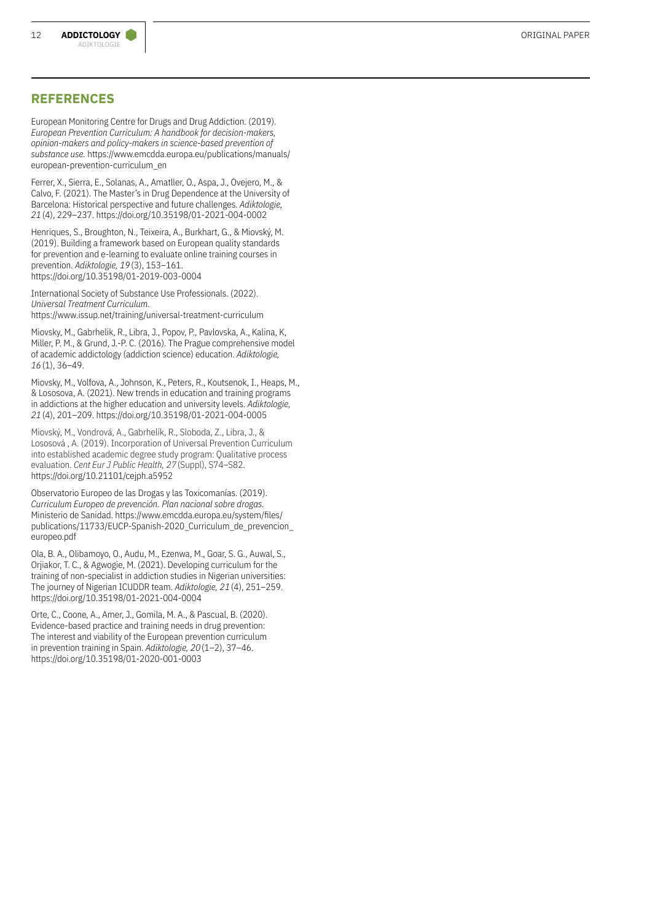## REFERENCES

European Monitoring Centre for Drugs and Drug Addiction. (2019). *European Prevention Curriculum: A handbook for decision-makers, opinion-makers and policy-makers in science-based prevention of substance use.* https://www.emcdda.europa.eu/publications/manuals/european-prevention-curriculum_en

Ferrer, X., Sierra, E., Solanas, A., Amatller, O., Aspa, J., Ovejero, M., & Calvo, F. (2021). The Master's in Drug Dependence at the University of Barcelona: Historical perspective and future challenges. *Adiktologie, 21* (4), 229–237. https://doi.org/10.35198/01-2021-004-0002

Henriques, S., Broughton, N., Teixeira, A., Burkhart, G., & Miovský, M. (2019). Building a framework based on European quality standards for prevention and e-learning to evaluate online training courses in prevention. *Adiktologie, 19* (3), 153–161. https://doi.org/10.35198/01-2019-003-0004

International Society of Substance Use Professionals. (2022). *Universal Treatment Curriculum.* https://www.issup.net/training/universal-treatment-curriculum

Miovsky, M., Gabrhelik, R., Libra, J., Popov, P., Pavlovska, A., Kalina, K, Miller, P. M., & Grund, J.-P. C. (2016). The Prague comprehensive model of academic addictology (addiction science) education. *Adiktologie, 16* (1), 36–49.

Miovsky, M., Volfova, A., Johnson, K., Peters, R., Koutsenok, I., Heaps, M., & Lososova, A. (2021). New trends in education and training programs in addictions at the higher education and university levels. *Adiktologie, 21* (4), 201–209. https://doi.org/10.35198/01-2021-004-0005

Miovský, M., Vondrová, A., Gabrhelík, R., Sloboda, Z., Libra, J., & Lososová , A. (2019). Incorporation of Universal Prevention Curriculum into established academic degree study program: Qualitative process evaluation. *Cent Eur J Public Health, 27* (Suppl), S74–S82. https://doi.org/10.21101/cejph.a5952

Observatorio Europeo de las Drogas y las Toxicomanías. (2019). *Curriculum Europeo de prevención. Plan nacional sobre drogas.* Ministerio de Sanidad. https://www.emcdda.europa.eu/system/files/publications/11733/EUCP-Spanish-2020_Curriculum_de_prevencion_europeo.pdf

Ola, B. A., Olibamoyo, O., Audu, M., Ezenwa, M., Goar, S. G., Auwal, S., Orjiakor, T. C., & Agwogie, M. (2021). Developing curriculum for the training of non-specialist in addiction studies in Nigerian universities: The journey of Nigerian ICUDDR team. *Adiktologie, 21* (4), 251–259. https://doi.org/10.35198/01-2021-004-0004

Orte, C., Coone, A., Amer, J., Gomila, M. A., & Pascual, B. (2020). Evidence-based practice and training needs in drug prevention: The interest and viability of the European prevention curriculum in prevention training in Spain. *Adiktologie, 20* (1–2), 37–46. https://doi.org/10.35198/01-2020-001-0003